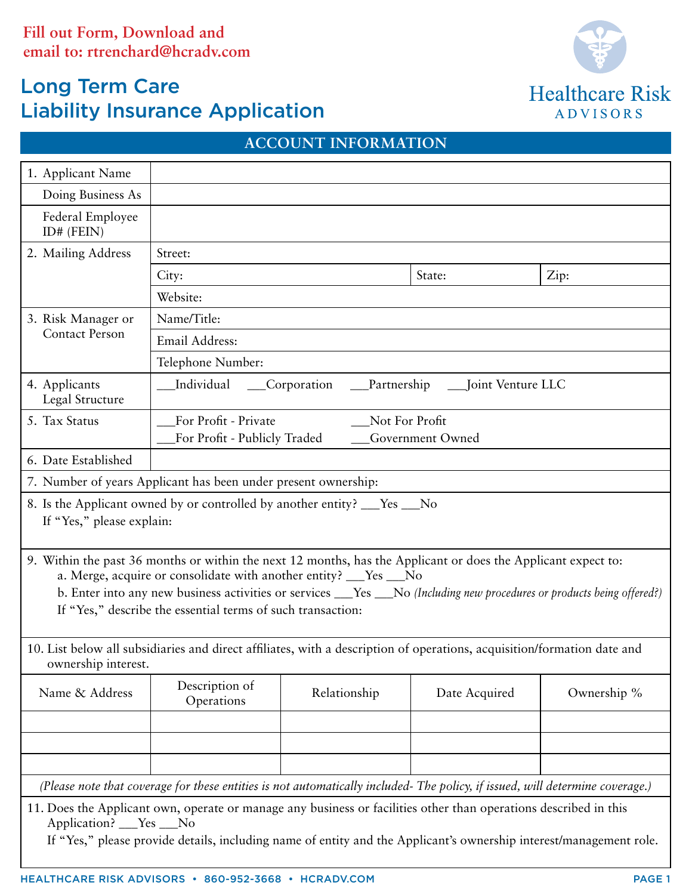**Fill out Form, Download and email to: rtrenchard@hcradv.com**

# Long Term Care Liability Insurance Application

Healthcare Risk ADVISORS

## ACCOUNT INFORMATION

| | |
|---|---|
| 1. Applicant Name | |
| Doing Business As | |
| Federal Employee ID# (FEIN) | |
| 2. Mailing Address | Street: |
| | City: State: Zip: |
| | Website: |
| 3. Risk Manager or Contact Person | Name/Title: |
| | Email Address: |
| | Telephone Number: |
| 4. Applicants Legal Structure | ___Individual ___Corporation ___Partnership ___Joint Venture LLC |
| 5. Tax Status | ___For Profit - Private ___Not For Profit ___For Profit - Publicly Traded ___Government Owned |
| 6. Date Established | |

7. Number of years Applicant has been under present ownership:

8. Is the Applicant owned by or controlled by another entity? ___Yes ___No
If "Yes," please explain:

9. Within the past 36 months or within the next 12 months, has the Applicant or does the Applicant expect to:
   a. Merge, acquire or consolidate with another entity? ___Yes ___No
   b. Enter into any new business activities or services ___Yes ___No *(Including new procedures or products being offered?)*
   If "Yes," describe the essential terms of such transaction:

10. List below all subsidiaries and direct affiliates, with a description of operations, acquisition/formation date and ownership interest.

| Name & Address | Description of Operations | Relationship | Date Acquired | Ownership % |
|---|---|---|---|---|
| | | | | |
| | | | | |
| | | | | |

*(Please note that coverage for these entities is not automatically included- The policy, if issued, will determine coverage.)*

11. Does the Applicant own, operate or manage any business or facilities other than operations described in this Application? ___Yes ___No
If "Yes," please provide details, including name of entity and the Applicant's ownership interest/management role.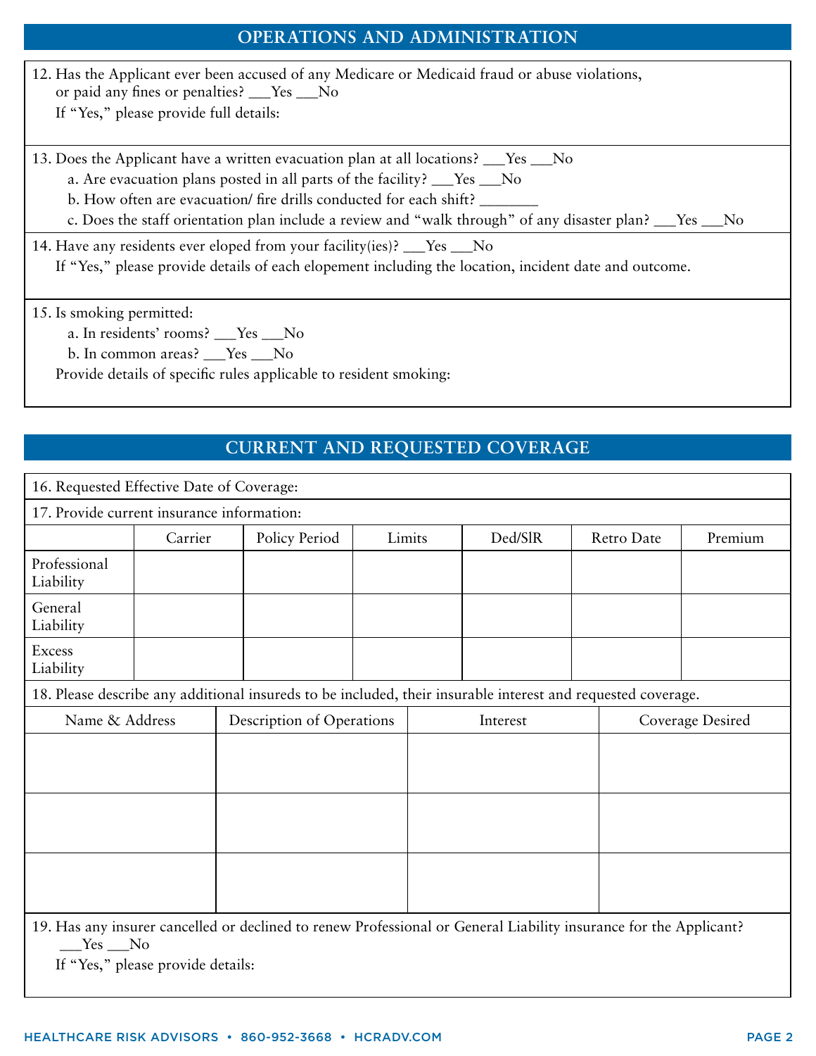## OPERATIONS AND ADMINISTRATION

12. Has the Applicant ever been accused of any Medicare or Medicaid fraud or abuse violations, or paid any fines or penalties? ___Yes ___No

    If "Yes," please provide full details:

13. Does the Applicant have a written evacuation plan at all locations? ___Yes ___No
    - a. Are evacuation plans posted in all parts of the facility? ___Yes ___No
    - b. How often are evacuation/ fire drills conducted for each shift? _______
    - c. Does the staff orientation plan include a review and "walk through" of any disaster plan? ___Yes ___No

14. Have any residents ever eloped from your facility(ies)? ___Yes ___No

    If "Yes," please provide details of each elopement including the location, incident date and outcome.

15. Is smoking permitted:
    - a. In residents' rooms? ___Yes ___No
    - b. In common areas? ___Yes ___No

    Provide details of specific rules applicable to resident smoking:

## CURRENT AND REQUESTED COVERAGE

16. Requested Effective Date of Coverage:

17. Provide current insurance information:

| | Carrier | Policy Period | Limits | Ded/SIR | Retro Date | Premium |
|---|---|---|---|---|---|---|
| Professional Liability | | | | | | |
| General Liability | | | | | | |
| Excess Liability | | | | | | |

18. Please describe any additional insureds to be included, their insurable interest and requested coverage.

| Name & Address | Description of Operations | Interest | Coverage Desired |
|---|---|---|---|
| | | | |
| | | | |
| | | | |

19. Has any insurer cancelled or declined to renew Professional or General Liability insurance for the Applicant? ___Yes ___No

    If "Yes," please provide details: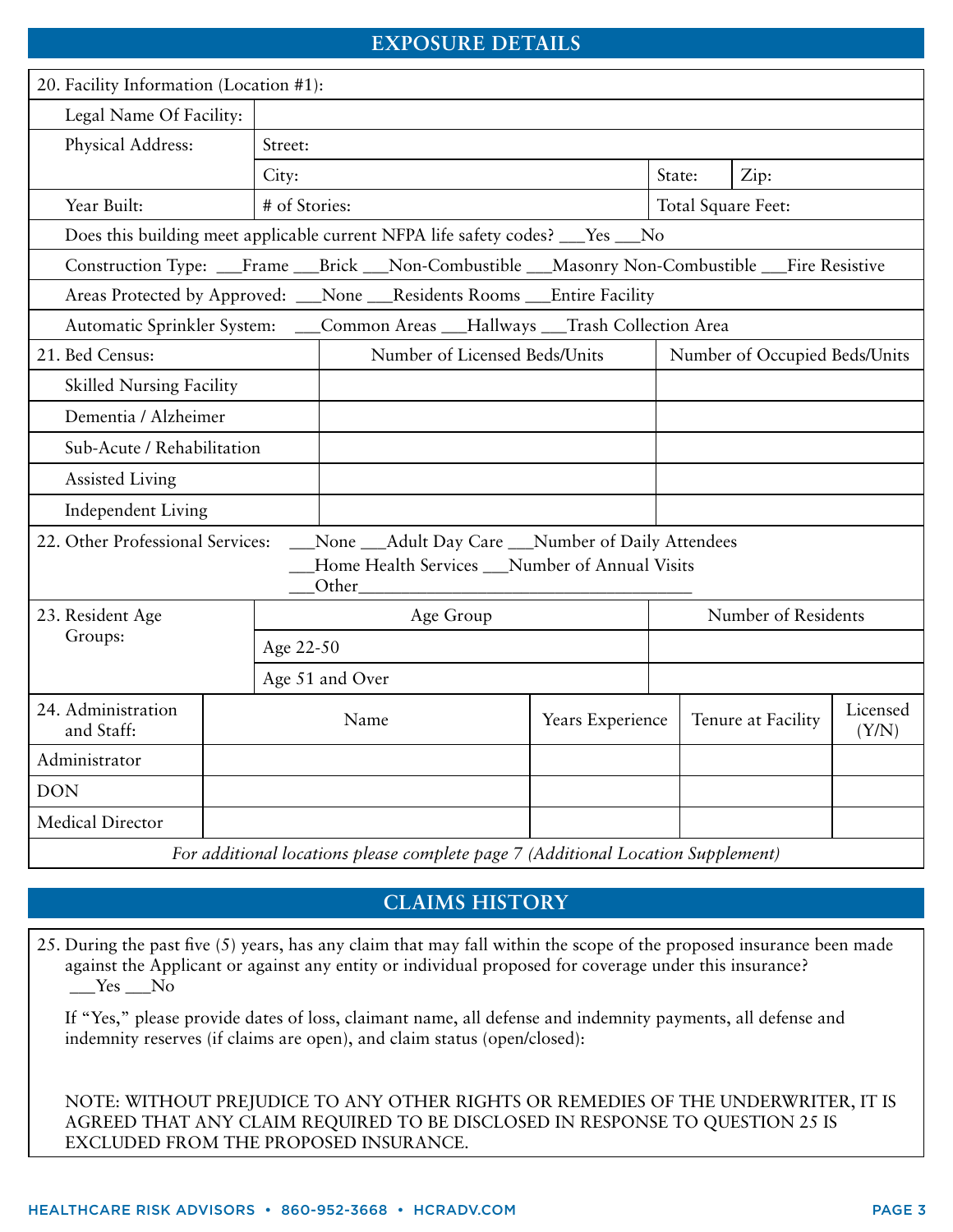## EXPOSURE DETAILS

20. Facility Information (Location #1):

| | | | |
|---|---|---|---|
| Legal Name Of Facility: | | | |
| Physical Address: | Street: | | |
| | City: | State: | Zip: |
| Year Built: | # of Stories: | Total Square Feet: | |

Does this building meet applicable current NFPA life safety codes? ___Yes ___No

Construction Type: ___Frame ___Brick ___Non-Combustible ___Masonry Non-Combustible ___Fire Resistive

Areas Protected by Approved: ___None ___Residents Rooms ___Entire Facility

Automatic Sprinkler System: ___Common Areas ___Hallways ___Trash Collection Area

| 21. Bed Census: | Number of Licensed Beds/Units | Number of Occupied Beds/Units |
|---|---|---|
| Skilled Nursing Facility | | |
| Dementia / Alzheimer | | |
| Sub-Acute / Rehabilitation | | |
| Assisted Living | | |
| Independent Living | | |

22. Other Professional Services: ___None ___Adult Day Care ___Number of Daily Attendees
___Home Health Services ___Number of Annual Visits
___Other______________________________________

| 23. Resident Age Groups: | Age Group | Number of Residents |
|---|---|---|
| | Age 22-50 | |
| | Age 51 and Over | |

| 24. Administration and Staff: | Name | Years Experience | Tenure at Facility | Licensed (Y/N) |
|---|---|---|---|---|
| Administrator | | | | |
| DON | | | | |
| Medical Director | | | | |

*For additional locations please complete page 7 (Additional Location Supplement)*

## CLAIMS HISTORY

25. During the past five (5) years, has any claim that may fall within the scope of the proposed insurance been made against the Applicant or against any entity or individual proposed for coverage under this insurance?
___Yes ___No

If "Yes," please provide dates of loss, claimant name, all defense and indemnity payments, all defense and indemnity reserves (if claims are open), and claim status (open/closed):

NOTE: WITHOUT PREJUDICE TO ANY OTHER RIGHTS OR REMEDIES OF THE UNDERWRITER, IT IS AGREED THAT ANY CLAIM REQUIRED TO BE DISCLOSED IN RESPONSE TO QUESTION 25 IS EXCLUDED FROM THE PROPOSED INSURANCE.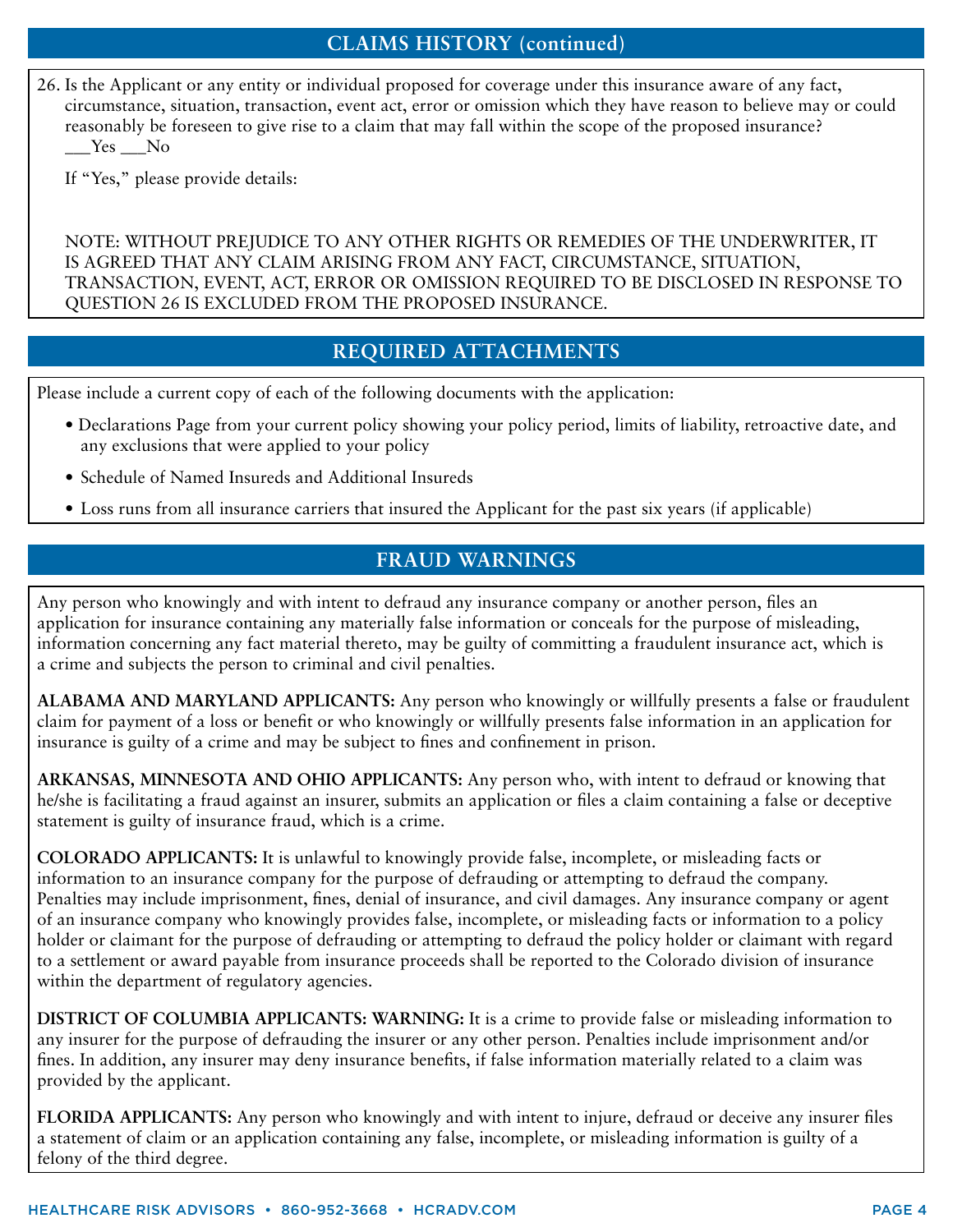## CLAIMS HISTORY (continued)

26. Is the Applicant or any entity or individual proposed for coverage under this insurance aware of any fact, circumstance, situation, transaction, event act, error or omission which they have reason to believe may or could reasonably be foreseen to give rise to a claim that may fall within the scope of the proposed insurance?
    ___Yes ___No

    If "Yes," please provide details:

    NOTE: WITHOUT PREJUDICE TO ANY OTHER RIGHTS OR REMEDIES OF THE UNDERWRITER, IT IS AGREED THAT ANY CLAIM ARISING FROM ANY FACT, CIRCUMSTANCE, SITUATION, TRANSACTION, EVENT, ACT, ERROR OR OMISSION REQUIRED TO BE DISCLOSED IN RESPONSE TO QUESTION 26 IS EXCLUDED FROM THE PROPOSED INSURANCE.

## REQUIRED ATTACHMENTS

Please include a current copy of each of the following documents with the application:

- Declarations Page from your current policy showing your policy period, limits of liability, retroactive date, and any exclusions that were applied to your policy
- Schedule of Named Insureds and Additional Insureds
- Loss runs from all insurance carriers that insured the Applicant for the past six years (if applicable)

## FRAUD WARNINGS

Any person who knowingly and with intent to defraud any insurance company or another person, files an application for insurance containing any materially false information or conceals for the purpose of misleading, information concerning any fact material thereto, may be guilty of committing a fraudulent insurance act, which is a crime and subjects the person to criminal and civil penalties.

**ALABAMA AND MARYLAND APPLICANTS:** Any person who knowingly or willfully presents a false or fraudulent claim for payment of a loss or benefit or who knowingly or willfully presents false information in an application for insurance is guilty of a crime and may be subject to fines and confinement in prison.

**ARKANSAS, MINNESOTA AND OHIO APPLICANTS:** Any person who, with intent to defraud or knowing that he/she is facilitating a fraud against an insurer, submits an application or files a claim containing a false or deceptive statement is guilty of insurance fraud, which is a crime.

**COLORADO APPLICANTS:** It is unlawful to knowingly provide false, incomplete, or misleading facts or information to an insurance company for the purpose of defrauding or attempting to defraud the company. Penalties may include imprisonment, fines, denial of insurance, and civil damages. Any insurance company or agent of an insurance company who knowingly provides false, incomplete, or misleading facts or information to a policy holder or claimant for the purpose of defrauding or attempting to defraud the policy holder or claimant with regard to a settlement or award payable from insurance proceeds shall be reported to the Colorado division of insurance within the department of regulatory agencies.

**DISTRICT OF COLUMBIA APPLICANTS: WARNING:** It is a crime to provide false or misleading information to any insurer for the purpose of defrauding the insurer or any other person. Penalties include imprisonment and/or fines. In addition, any insurer may deny insurance benefits, if false information materially related to a claim was provided by the applicant.

**FLORIDA APPLICANTS:** Any person who knowingly and with intent to injure, defraud or deceive any insurer files a statement of claim or an application containing any false, incomplete, or misleading information is guilty of a felony of the third degree.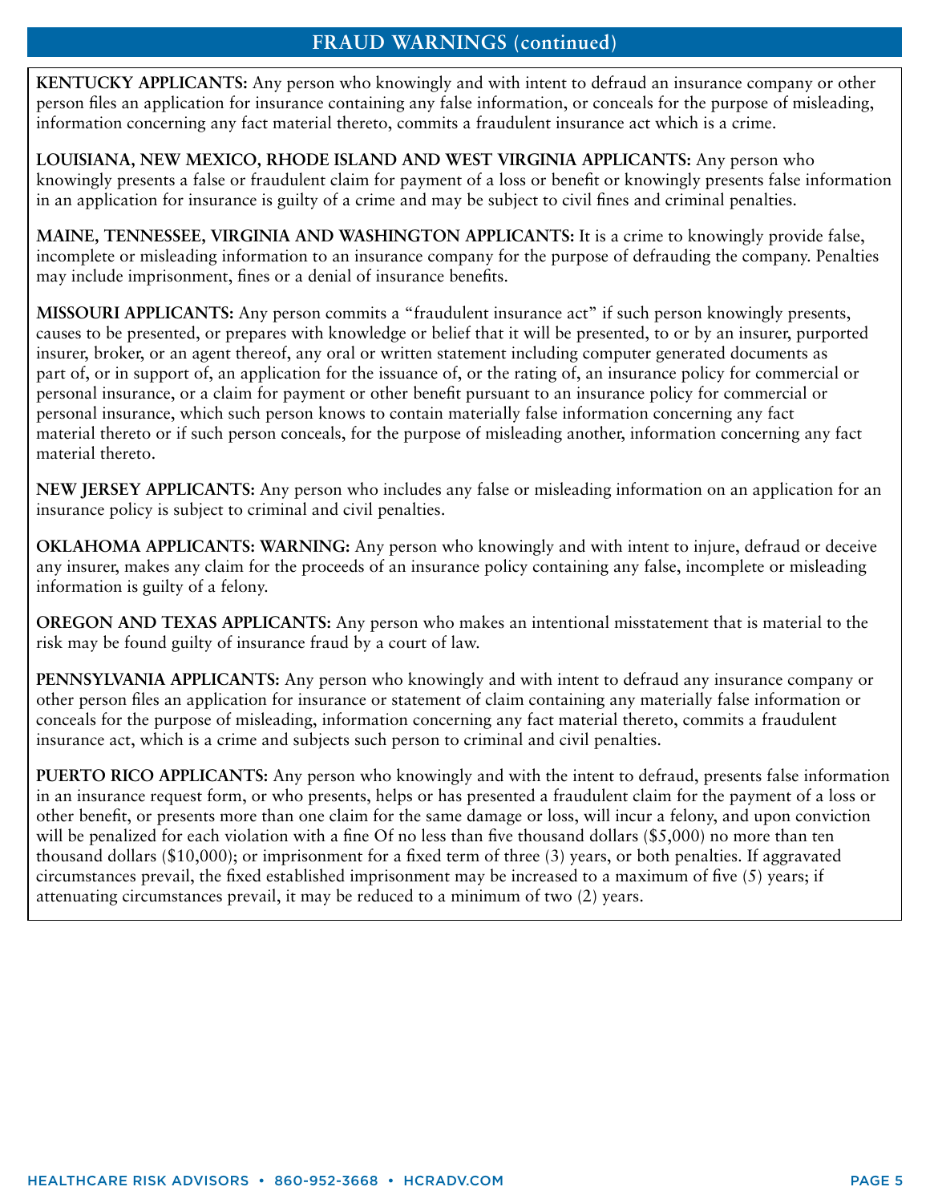## FRAUD WARNINGS (continued)

**KENTUCKY APPLICANTS:** Any person who knowingly and with intent to defraud an insurance company or other person files an application for insurance containing any false information, or conceals for the purpose of misleading, information concerning any fact material thereto, commits a fraudulent insurance act which is a crime.

**LOUISIANA, NEW MEXICO, RHODE ISLAND AND WEST VIRGINIA APPLICANTS:** Any person who knowingly presents a false or fraudulent claim for payment of a loss or benefit or knowingly presents false information in an application for insurance is guilty of a crime and may be subject to civil fines and criminal penalties.

**MAINE, TENNESSEE, VIRGINIA AND WASHINGTON APPLICANTS:** It is a crime to knowingly provide false, incomplete or misleading information to an insurance company for the purpose of defrauding the company. Penalties may include imprisonment, fines or a denial of insurance benefits.

**MISSOURI APPLICANTS:** Any person commits a "fraudulent insurance act" if such person knowingly presents, causes to be presented, or prepares with knowledge or belief that it will be presented, to or by an insurer, purported insurer, broker, or an agent thereof, any oral or written statement including computer generated documents as part of, or in support of, an application for the issuance of, or the rating of, an insurance policy for commercial or personal insurance, or a claim for payment or other benefit pursuant to an insurance policy for commercial or personal insurance, which such person knows to contain materially false information concerning any fact material thereto or if such person conceals, for the purpose of misleading another, information concerning any fact material thereto.

**NEW JERSEY APPLICANTS:** Any person who includes any false or misleading information on an application for an insurance policy is subject to criminal and civil penalties.

**OKLAHOMA APPLICANTS: WARNING:** Any person who knowingly and with intent to injure, defraud or deceive any insurer, makes any claim for the proceeds of an insurance policy containing any false, incomplete or misleading information is guilty of a felony.

**OREGON AND TEXAS APPLICANTS:** Any person who makes an intentional misstatement that is material to the risk may be found guilty of insurance fraud by a court of law.

**PENNSYLVANIA APPLICANTS:** Any person who knowingly and with intent to defraud any insurance company or other person files an application for insurance or statement of claim containing any materially false information or conceals for the purpose of misleading, information concerning any fact material thereto, commits a fraudulent insurance act, which is a crime and subjects such person to criminal and civil penalties.

**PUERTO RICO APPLICANTS:** Any person who knowingly and with the intent to defraud, presents false information in an insurance request form, or who presents, helps or has presented a fraudulent claim for the payment of a loss or other benefit, or presents more than one claim for the same damage or loss, will incur a felony, and upon conviction will be penalized for each violation with a fine Of no less than five thousand dollars ($5,000) no more than ten thousand dollars ($10,000); or imprisonment for a fixed term of three (3) years, or both penalties. If aggravated circumstances prevail, the fixed established imprisonment may be increased to a maximum of five (5) years; if attenuating circumstances prevail, it may be reduced to a minimum of two (2) years.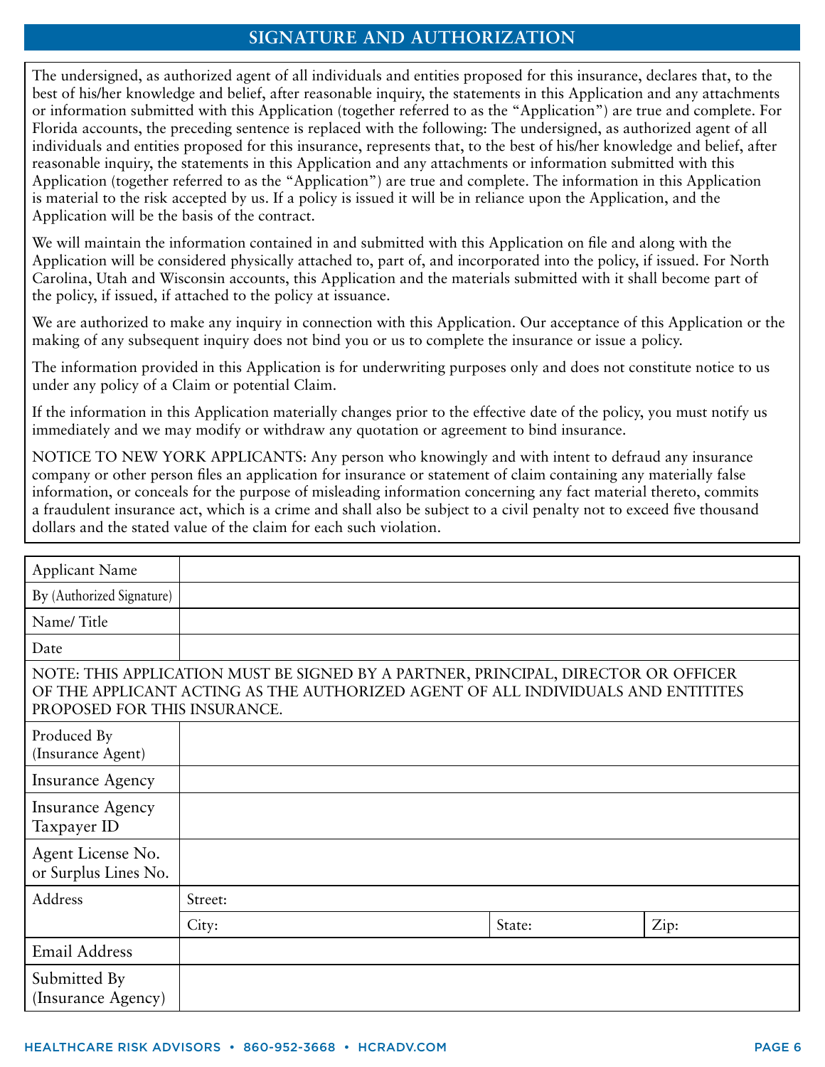## SIGNATURE AND AUTHORIZATION

The undersigned, as authorized agent of all individuals and entities proposed for this insurance, declares that, to the best of his/her knowledge and belief, after reasonable inquiry, the statements in this Application and any attachments or information submitted with this Application (together referred to as the "Application") are true and complete. For Florida accounts, the preceding sentence is replaced with the following: The undersigned, as authorized agent of all individuals and entities proposed for this insurance, represents that, to the best of his/her knowledge and belief, after reasonable inquiry, the statements in this Application and any attachments or information submitted with this Application (together referred to as the "Application") are true and complete. The information in this Application is material to the risk accepted by us. If a policy is issued it will be in reliance upon the Application, and the Application will be the basis of the contract.

We will maintain the information contained in and submitted with this Application on file and along with the Application will be considered physically attached to, part of, and incorporated into the policy, if issued. For North Carolina, Utah and Wisconsin accounts, this Application and the materials submitted with it shall become part of the policy, if issued, if attached to the policy at issuance.

We are authorized to make any inquiry in connection with this Application. Our acceptance of this Application or the making of any subsequent inquiry does not bind you or us to complete the insurance or issue a policy.

The information provided in this Application is for underwriting purposes only and does not constitute notice to us under any policy of a Claim or potential Claim.

If the information in this Application materially changes prior to the effective date of the policy, you must notify us immediately and we may modify or withdraw any quotation or agreement to bind insurance.

NOTICE TO NEW YORK APPLICANTS: Any person who knowingly and with intent to defraud any insurance company or other person files an application for insurance or statement of claim containing any materially false information, or conceals for the purpose of misleading information concerning any fact material thereto, commits a fraudulent insurance act, which is a crime and shall also be subject to a civil penalty not to exceed five thousand dollars and the stated value of the claim for each such violation.

| | | | |
|---|---|---|---|
| Applicant Name | | | |
| By (Authorized Signature) | | | |
| Name/ Title | | | |
| Date | | | |
| NOTE: THIS APPLICATION MUST BE SIGNED BY A PARTNER, PRINCIPAL, DIRECTOR OR OFFICER OF THE APPLICANT ACTING AS THE AUTHORIZED AGENT OF ALL INDIVIDUALS AND ENTITITES PROPOSED FOR THIS INSURANCE. | | | |
| Produced By (Insurance Agent) | | | |
| Insurance Agency | | | |
| Insurance Agency Taxpayer ID | | | |
| Agent License No. or Surplus Lines No. | | | |
| Address | Street: | | |
| | City: | State: | Zip: |
| Email Address | | | |
| Submitted By (Insurance Agency) | | | |

HEALTHCARE RISK ADVISORS • 860-952-3668 • HCRADV.COM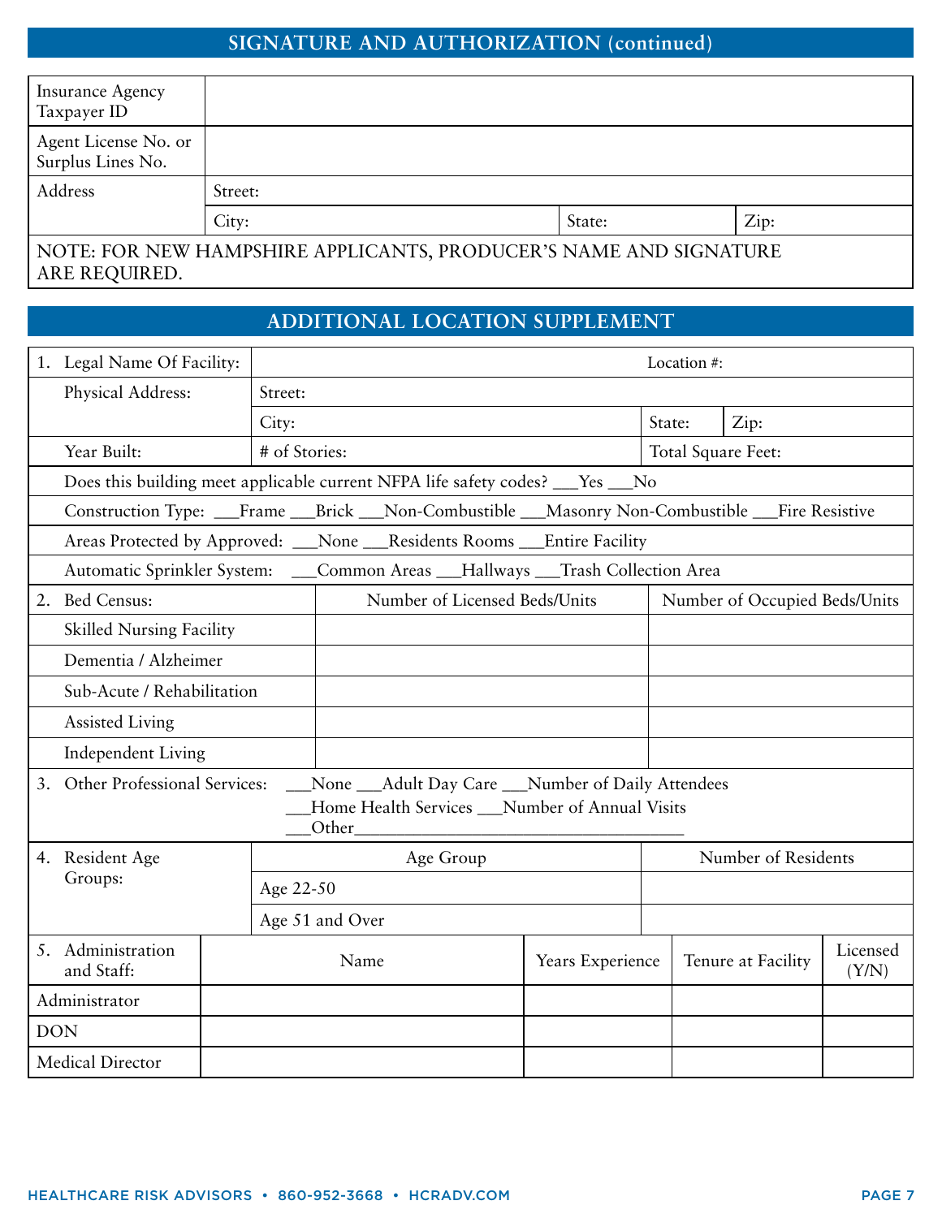## SIGNATURE AND AUTHORIZATION (continued)

| | | | |
|---|---|---|---|
| Insurance Agency Taxpayer ID | | | |
| Agent License No. or Surplus Lines No. | | | |
| Address | Street: | | |
| | City: | State: | Zip: |

NOTE: FOR NEW HAMPSHIRE APPLICANTS, PRODUCER'S NAME AND SIGNATURE ARE REQUIRED.

## ADDITIONAL LOCATION SUPPLEMENT

| | | | |
|---|---|---|---|
| 1. Legal Name Of Facility: | Location #: | | |
| Physical Address: | Street: | | |
| | City: | State: | Zip: |
| Year Built: | # of Stories: | Total Square Feet: | |

Does this building meet applicable current NFPA life safety codes? ___Yes ___No

Construction Type: ___Frame ___Brick ___Non-Combustible ___Masonry Non-Combustible ___Fire Resistive

Areas Protected by Approved: ___None ___Residents Rooms ___Entire Facility

Automatic Sprinkler System: ___Common Areas ___Hallways ___Trash Collection Area

| 2. Bed Census: | Number of Licensed Beds/Units | Number of Occupied Beds/Units |
|---|---|---|
| Skilled Nursing Facility | | |
| Dementia / Alzheimer | | |
| Sub-Acute / Rehabilitation | | |
| Assisted Living | | |
| Independent Living | | |

3. Other Professional Services: ___None ___Adult Day Care ___Number of Daily Attendees
___Home Health Services ___Number of Annual Visits
___Other______________________________________

| 4. Resident Age Groups: | Age Group | Number of Residents |
|---|---|---|
| | Age 22-50 | |
| | Age 51 and Over | |

| 5. Administration and Staff: | Name | Years Experience | Tenure at Facility | Licensed (Y/N) |
|---|---|---|---|---|
| Administrator | | | | |
| DON | | | | |
| Medical Director | | | | |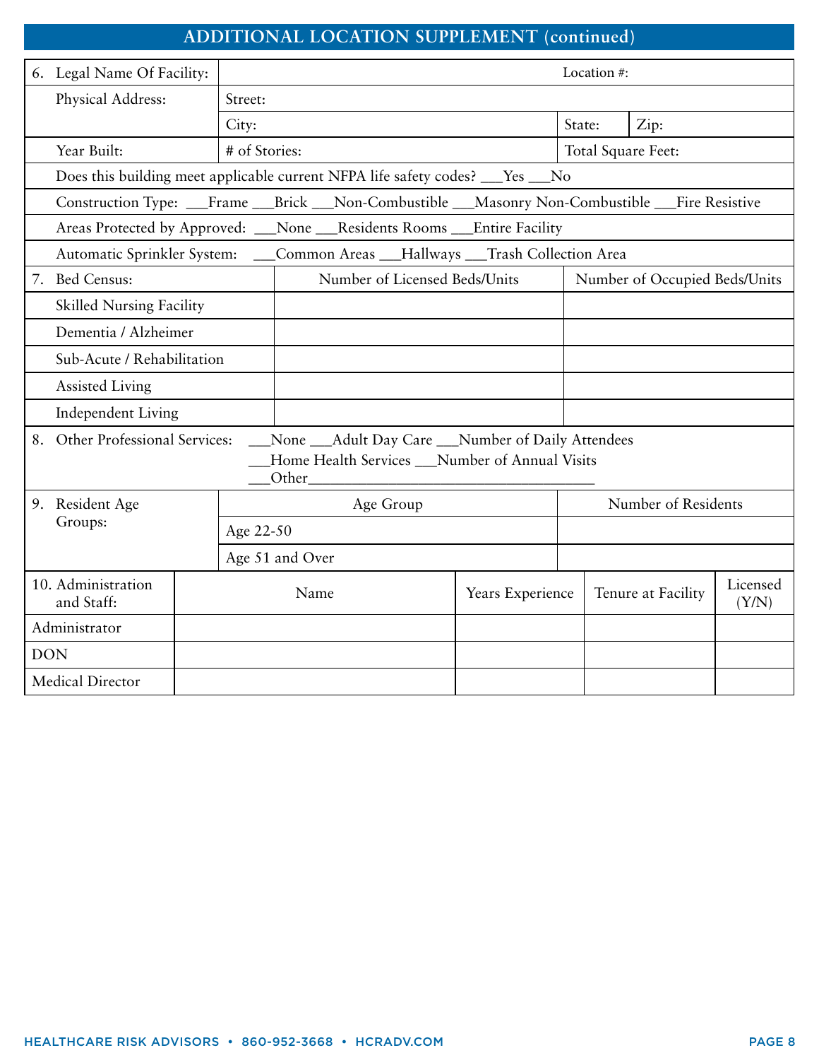## ADDITIONAL LOCATION SUPPLEMENT (continued)

| | | | |
|---|---|---|---|
| 6. Legal Name Of Facility: | | Location #: | |
| Physical Address: | Street: | | |
| | City: | State: | Zip: |
| Year Built: | # of Stories: | Total Square Feet: | |

Does this building meet applicable current NFPA life safety codes? ___Yes ___No

Construction Type: ___Frame ___Brick ___Non-Combustible ___Masonry Non-Combustible ___Fire Resistive

Areas Protected by Approved: ___None ___Residents Rooms ___Entire Facility

Automatic Sprinkler System: ___Common Areas ___Hallways ___Trash Collection Area

| 7. Bed Census: | Number of Licensed Beds/Units | Number of Occupied Beds/Units |
|---|---|---|
| Skilled Nursing Facility | | |
| Dementia / Alzheimer | | |
| Sub-Acute / Rehabilitation | | |
| Assisted Living | | |
| Independent Living | | |

8. Other Professional Services: ___None ___Adult Day Care ___Number of Daily Attendees
___Home Health Services ___Number of Annual Visits
___Other_____________________________________

| 9. Resident Age Groups: | Age Group | Number of Residents |
|---|---|---|
| | Age 22-50 | |
| | Age 51 and Over | |

| 10. Administration and Staff: | Name | Years Experience | Tenure at Facility | Licensed (Y/N) |
|---|---|---|---|---|
| Administrator | | | | |
| DON | | | | |
| Medical Director | | | | |

HEALTHCARE RISK ADVISORS • 860-952-3668 • HCRADV.COM